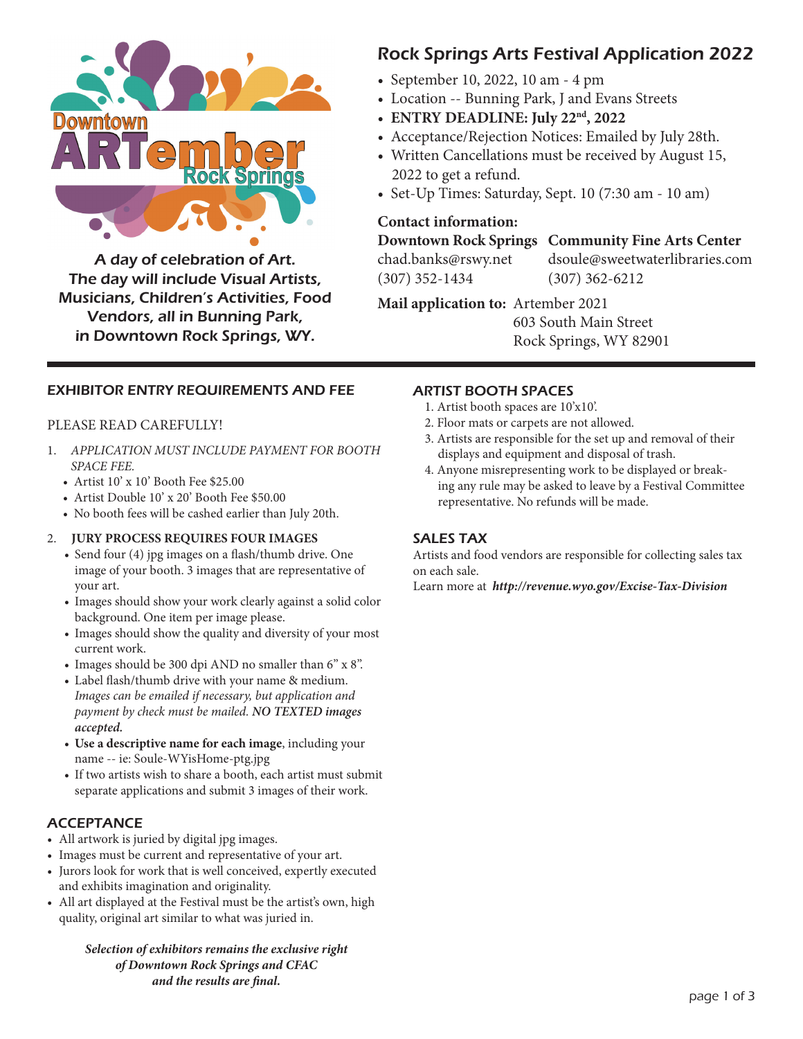Downtown ARTember Rock Springs

A day of celebration of Art.
The day will include Visual Artists, Musicians, Children's Activities, Food Vendors, all in Bunning Park, in Downtown Rock Springs, WY.

# Rock Springs Arts Festival Application 2022

- September 10, 2022, 10 am - 4 pm
- Location -- Bunning Park, J and Evans Streets
- **ENTRY DEADLINE: July 22nd, 2022**
- Acceptance/Rejection Notices: Emailed by July 28th.
- Written Cancellations must be received by August 15, 2022 to get a refund.
- Set-Up Times: Saturday, Sept. 10 (7:30 am - 10 am)

**Contact information:**

| **Downtown Rock Springs** | **Community Fine Arts Center** |
|---|---|
| chad.banks@rswy.net | dsoule@sweetwaterlibraries.com |
| (307) 352-1434 | (307) 362-6212 |

**Mail application to:** Artember 2021
603 South Main Street
Rock Springs, WY 82901

## EXHIBITOR ENTRY REQUIREMENTS AND FEE

PLEASE READ CAREFULLY!

1. *APPLICATION MUST INCLUDE PAYMENT FOR BOOTH SPACE FEE.*
   - Artist 10' x 10' Booth Fee $25.00
   - Artist Double 10' x 20' Booth Fee $50.00
   - No booth fees will be cashed earlier than July 20th.
2. **JURY PROCESS REQUIRES FOUR IMAGES**
   - Send four (4) jpg images on a flash/thumb drive. One image of your booth. 3 images that are representative of your art.
   - Images should show your work clearly against a solid color background. One item per image please.
   - Images should show the quality and diversity of your most current work.
   - Images should be 300 dpi AND no smaller than 6" x 8".
   - Label flash/thumb drive with your name & medium. *Images can be emailed if necessary, but application and payment by check must be mailed.* ***NO TEXTED images accepted.***
   - **Use a descriptive name for each image**, including your name -- ie: Soule-WYisHome-ptg.jpg
   - If two artists wish to share a booth, each artist must submit separate applications and submit 3 images of their work.

## ACCEPTANCE

- All artwork is juried by digital jpg images.
- Images must be current and representative of your art.
- Jurors look for work that is well conceived, expertly executed and exhibits imagination and originality.
- All art displayed at the Festival must be the artist's own, high quality, original art similar to what was juried in.

***Selection of exhibitors remains the exclusive right of Downtown Rock Springs and CFAC and the results are final.***

## ARTIST BOOTH SPACES

1. Artist booth spaces are 10'x10'.
2. Floor mats or carpets are not allowed.
3. Artists are responsible for the set up and removal of their displays and equipment and disposal of trash.
4. Anyone misrepresenting work to be displayed or breaking any rule may be asked to leave by a Festival Committee representative. No refunds will be made.

## SALES TAX

Artists and food vendors are responsible for collecting sales tax on each sale.
Learn more at ***http://revenue.wyo.gov/Excise-Tax-Division***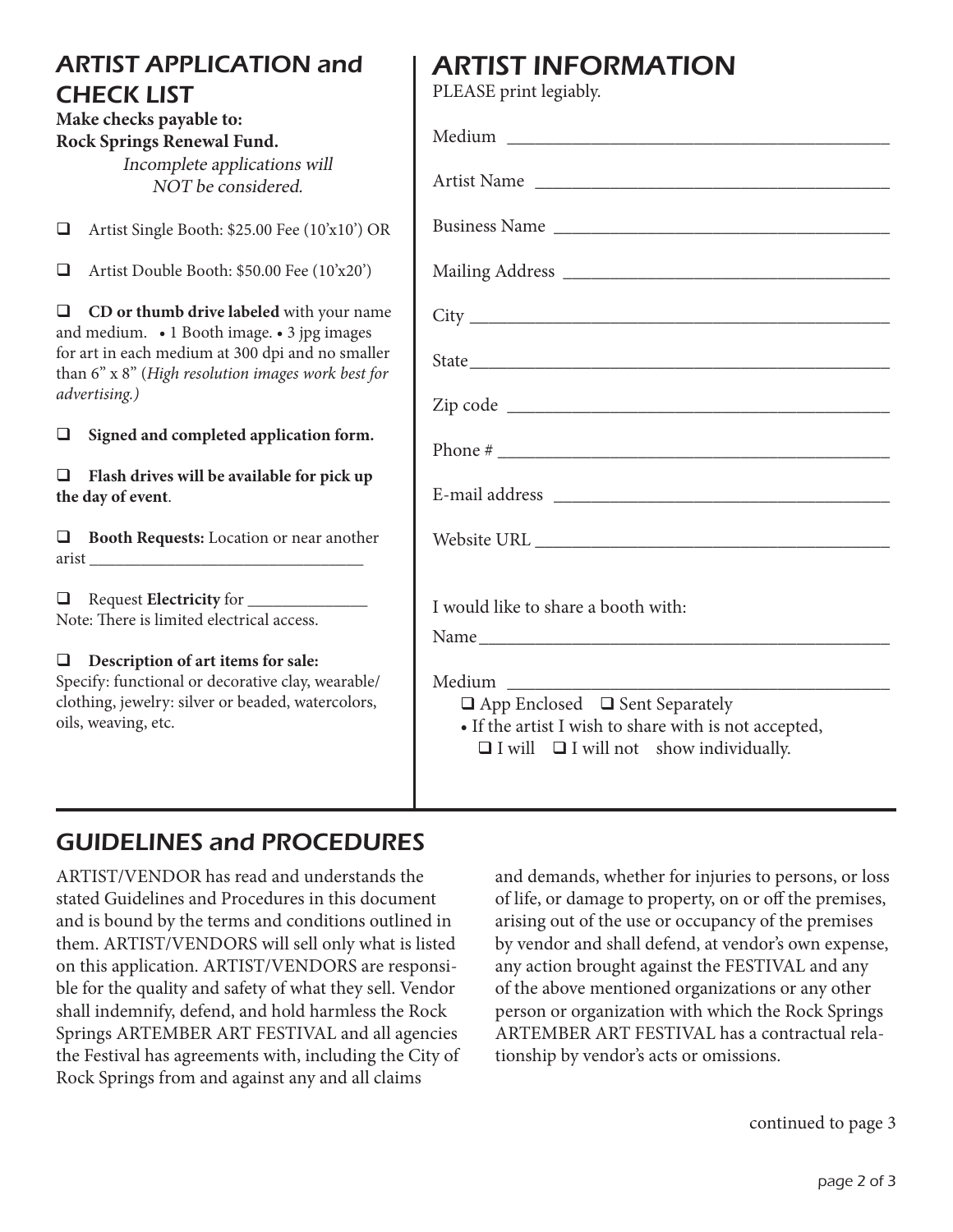## ARTIST APPLICATION and CHECK LIST

**Make checks payable to: Rock Springs Renewal Fund.**

*Incomplete applications will NOT be considered.*

- ❑ Artist Single Booth: $25.00 Fee (10'x10') OR
- ❑ Artist Double Booth: $50.00 Fee (10'x20')
- ❑ **CD or thumb drive labeled** with your name and medium. • 1 Booth image. • 3 jpg images for art in each medium at 300 dpi and no smaller than 6" x 8" (*High resolution images work best for advertising.)*
- ❑ **Signed and completed application form.**
- ❑ **Flash drives will be available for pick up the day of event**.
- ❑ **Booth Requests:** Location or near another arist ______________________________
- ❑ Request **Electricity** for _____________
  Note: There is limited electrical access.
- ❑ **Description of art items for sale:**
  Specify: functional or decorative clay, wearable/clothing, jewelry: silver or beaded, watercolors, oils, weaving, etc.

## ARTIST INFORMATION

PLEASE print legibly.

Medium ______________________________________

Artist Name ___________________________________

Business Name _________________________________

Mailing Address ________________________________

City _________________________________________

State ________________________________________

Zip code _____________________________________

Phone # _____________________________________

E-mail address _________________________________

Website URL ___________________________________

I would like to share a booth with:

Name ________________________________________

Medium ______________________________________

❑ App Enclosed ❑ Sent Separately

- If the artist I wish to share with is not accepted,
  ❑ I will ❑ I will not show individually.

## GUIDELINES and PROCEDURES

ARTIST/VENDOR has read and understands the stated Guidelines and Procedures in this document and is bound by the terms and conditions outlined in them. ARTIST/VENDORS will sell only what is listed on this application. ARTIST/VENDORS are responsible for the quality and safety of what they sell. Vendor shall indemnify, defend, and hold harmless the Rock Springs ARTEMBER ART FESTIVAL and all agencies the Festival has agreements with, including the City of Rock Springs from and against any and all claims and demands, whether for injuries to persons, or loss of life, or damage to property, on or off the premises, arising out of the use or occupancy of the premises by vendor and shall defend, at vendor's own expense, any action brought against the FESTIVAL and any of the above mentioned organizations or any other person or organization with which the Rock Springs ARTEMBER ART FESTIVAL has a contractual relationship by vendor's acts or omissions.

continued to page 3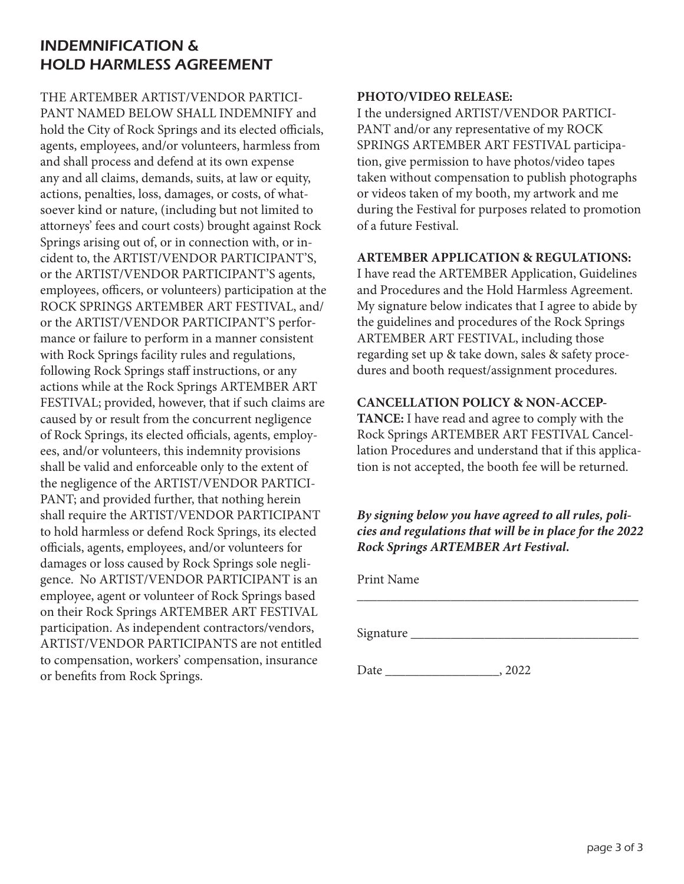## INDEMNIFICATION & HOLD HARMLESS AGREEMENT

THE ARTEMBER ARTIST/VENDOR PARTICIPANT NAMED BELOW SHALL INDEMNIFY and hold the City of Rock Springs and its elected officials, agents, employees, and/or volunteers, harmless from and shall process and defend at its own expense any and all claims, demands, suits, at law or equity, actions, penalties, loss, damages, or costs, of whatsoever kind or nature, (including but not limited to attorneys' fees and court costs) brought against Rock Springs arising out of, or in connection with, or incident to, the ARTIST/VENDOR PARTICIPANT'S, or the ARTIST/VENDOR PARTICIPANT'S agents, employees, officers, or volunteers) participation at the ROCK SPRINGS ARTEMBER ART FESTIVAL, and/or the ARTIST/VENDOR PARTICIPANT'S performance or failure to perform in a manner consistent with Rock Springs facility rules and regulations, following Rock Springs staff instructions, or any actions while at the Rock Springs ARTEMBER ART FESTIVAL; provided, however, that if such claims are caused by or result from the concurrent negligence of Rock Springs, its elected officials, agents, employees, and/or volunteers, this indemnity provisions shall be valid and enforceable only to the extent of the negligence of the ARTIST/VENDOR PARTICIPANT; and provided further, that nothing herein shall require the ARTIST/VENDOR PARTICIPANT to hold harmless or defend Rock Springs, its elected officials, agents, employees, and/or volunteers for damages or loss caused by Rock Springs sole negligence. No ARTIST/VENDOR PARTICIPANT is an employee, agent or volunteer of Rock Springs based on their Rock Springs ARTEMBER ART FESTIVAL participation. As independent contractors/vendors, ARTIST/VENDOR PARTICIPANTS are not entitled to compensation, workers' compensation, insurance or benefits from Rock Springs.

**PHOTO/VIDEO RELEASE:**
I the undersigned ARTIST/VENDOR PARTICIPANT and/or any representative of my ROCK SPRINGS ARTEMBER ART FESTIVAL participation, give permission to have photos/video tapes taken without compensation to publish photographs or videos taken of my booth, my artwork and me during the Festival for purposes related to promotion of a future Festival.

**ARTEMBER APPLICATION & REGULATIONS:**
I have read the ARTEMBER Application, Guidelines and Procedures and the Hold Harmless Agreement. My signature below indicates that I agree to abide by the guidelines and procedures of the Rock Springs ARTEMBER ART FESTIVAL, including those regarding set up & take down, sales & safety procedures and booth request/assignment procedures.

**CANCELLATION POLICY & NON-ACCEPTANCE:** I have read and agree to comply with the Rock Springs ARTEMBER ART FESTIVAL Cancellation Procedures and understand that if this application is not accepted, the booth fee will be returned.

***By signing below you have agreed to all rules, policies and regulations that will be in place for the 2022 Rock Springs ARTEMBER Art Festival.***

Print Name ____________________________________________

Signature ___________________________________

Date __________________, 2022